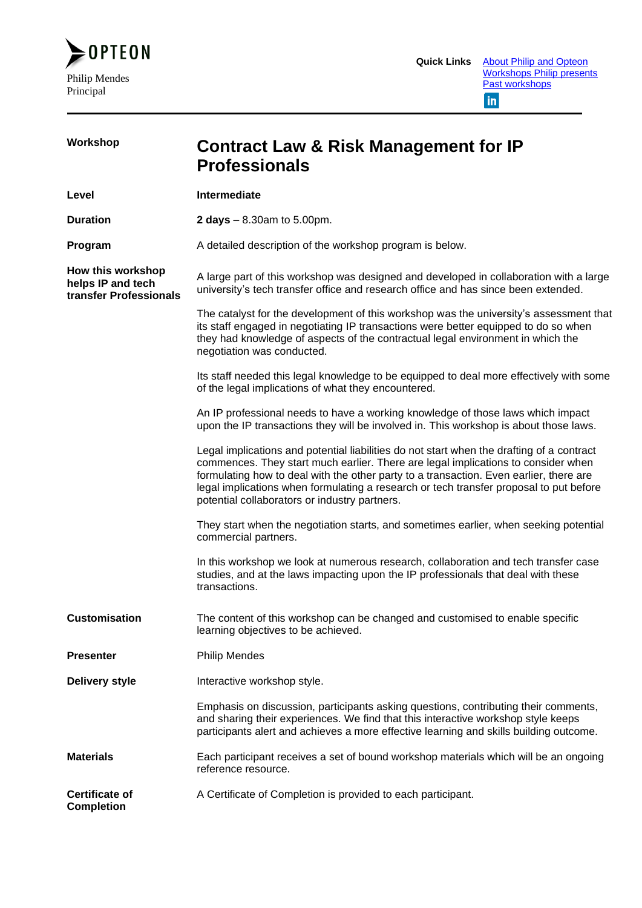OPTEON

Philip Mendes
Principal

**Quick Links** [About Philip and Opteon](#) [Workshops Philip presents](#) [Past workshops](#)

---

| | |
|---|---|
| **Workshop** | **Contract Law & Risk Management for IP Professionals** |
| **Level** | **Intermediate** |
| **Duration** | **2 days** – 8.30am to 5.00pm. |
| **Program** | A detailed description of the workshop program is below. |
| **How this workshop helps IP and tech transfer Professionals** | A large part of this workshop was designed and developed in collaboration with a large university's tech transfer office and research office and has since been extended. |

The catalyst for the development of this workshop was the university's assessment that its staff engaged in negotiating IP transactions were better equipped to do so when they had knowledge of aspects of the contractual legal environment in which the negotiation was conducted.

Its staff needed this legal knowledge to be equipped to deal more effectively with some of the legal implications of what they encountered.

An IP professional needs to have a working knowledge of those laws which impact upon the IP transactions they will be involved in. This workshop is about those laws.

Legal implications and potential liabilities do not start when the drafting of a contract commences. They start much earlier. There are legal implications to consider when formulating how to deal with the other party to a transaction. Even earlier, there are legal implications when formulating a research or tech transfer proposal to put before potential collaborators or industry partners.

They start when the negotiation starts, and sometimes earlier, when seeking potential commercial partners.

In this workshop we look at numerous research, collaboration and tech transfer case studies, and at the laws impacting upon the IP professionals that deal with these transactions.

| | |
|---|---|
| **Customisation** | The content of this workshop can be changed and customised to enable specific learning objectives to be achieved. |
| **Presenter** | Philip Mendes |
| **Delivery style** | Interactive workshop style. |

Emphasis on discussion, participants asking questions, contributing their comments, and sharing their experiences. We find that this interactive workshop style keeps participants alert and achieves a more effective learning and skills building outcome.

| | |
|---|---|
| **Materials** | Each participant receives a set of bound workshop materials which will be an ongoing reference resource. |
| **Certificate of Completion** | A Certificate of Completion is provided to each participant. |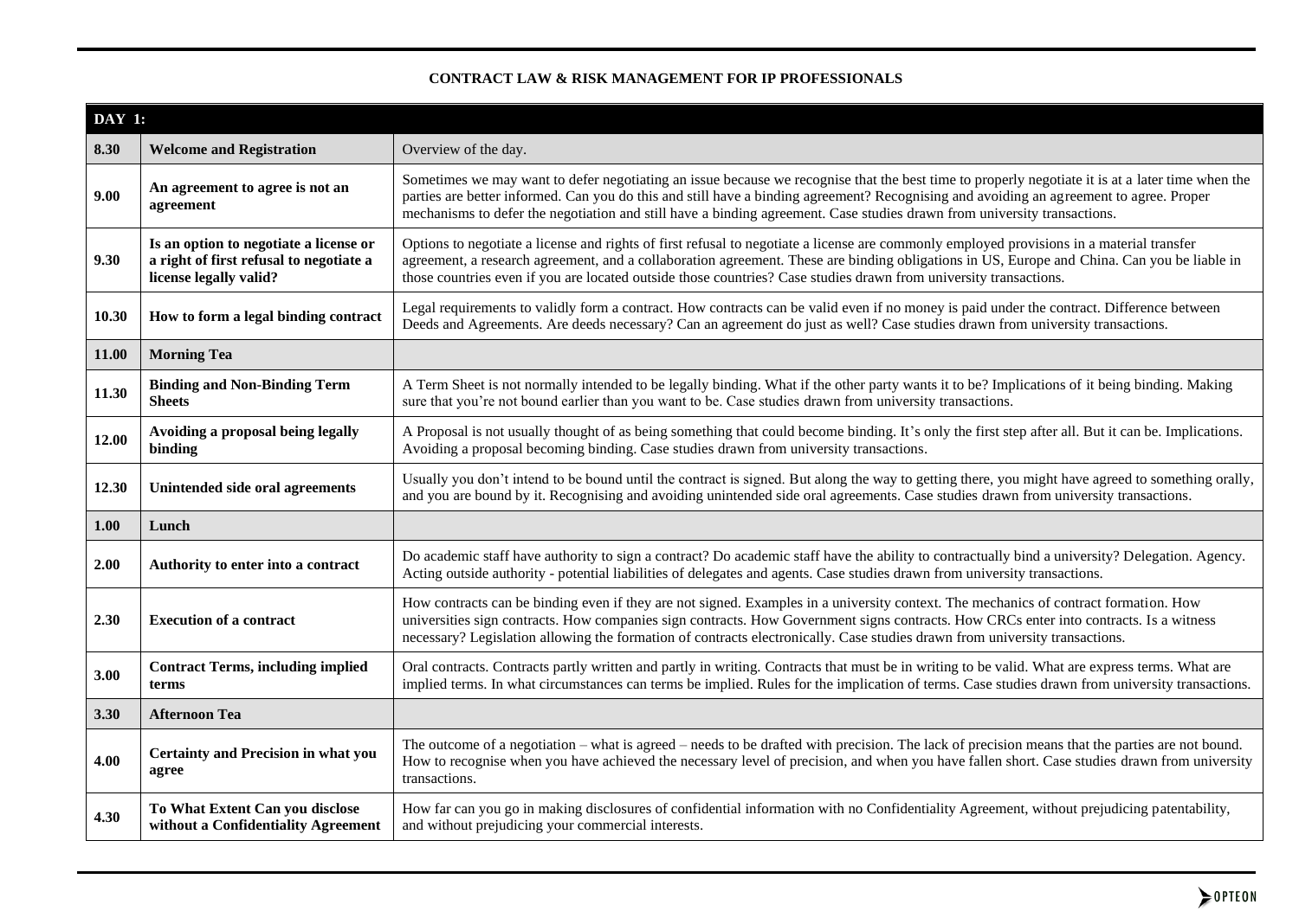**CONTRACT LAW & RISK MANAGEMENT FOR IP PROFESSIONALS**

| **DAY 1:** | | |
|---|---|---|
| **8.30** | **Welcome and Registration** | Overview of the day. |
| **9.00** | **An agreement to agree is not an agreement** | Sometimes we may want to defer negotiating an issue because we recognise that the best time to properly negotiate it is at a later time when the parties are better informed. Can you do this and still have a binding agreement? Recognising and avoiding an agreement to agree. Proper mechanisms to defer the negotiation and still have a binding agreement. Case studies drawn from university transactions. |
| **9.30** | **Is an option to negotiate a license or a right of first refusal to negotiate a license legally valid?** | Options to negotiate a license and rights of first refusal to negotiate a license are commonly employed provisions in a material transfer agreement, a research agreement, and a collaboration agreement. These are binding obligations in US, Europe and China. Can you be liable in those countries even if you are located outside those countries? Case studies drawn from university transactions. |
| **10.30** | **How to form a legal binding contract** | Legal requirements to validly form a contract. How contracts can be valid even if no money is paid under the contract. Difference between Deeds and Agreements. Are deeds necessary? Can an agreement do just as well? Case studies drawn from university transactions. |
| **11.00** | **Morning Tea** | |
| **11.30** | **Binding and Non-Binding Term Sheets** | A Term Sheet is not normally intended to be legally binding. What if the other party wants it to be? Implications of it being binding. Making sure that you're not bound earlier than you want to be. Case studies drawn from university transactions. |
| **12.00** | **Avoiding a proposal being legally binding** | A Proposal is not usually thought of as being something that could become binding. It's only the first step after all. But it can be. Implications. Avoiding a proposal becoming binding. Case studies drawn from university transactions. |
| **12.30** | **Unintended side oral agreements** | Usually you don't intend to be bound until the contract is signed. But along the way to getting there, you might have agreed to something orally, and you are bound by it. Recognising and avoiding unintended side oral agreements. Case studies drawn from university transactions. |
| **1.00** | **Lunch** | |
| **2.00** | **Authority to enter into a contract** | Do academic staff have authority to sign a contract? Do academic staff have the ability to contractually bind a university? Delegation. Agency. Acting outside authority - potential liabilities of delegates and agents. Case studies drawn from university transactions. |
| **2.30** | **Execution of a contract** | How contracts can be binding even if they are not signed. Examples in a university context. The mechanics of contract formation. How universities sign contracts. How companies sign contracts. How Government signs contracts. How CRCs enter into contracts. Is a witness necessary? Legislation allowing the formation of contracts electronically. Case studies drawn from university transactions. |
| **3.00** | **Contract Terms, including implied terms** | Oral contracts. Contracts partly written and partly in writing. Contracts that must be in writing to be valid. What are express terms. What are implied terms. In what circumstances can terms be implied. Rules for the implication of terms. Case studies drawn from university transactions. |
| **3.30** | **Afternoon Tea** | |
| **4.00** | **Certainty and Precision in what you agree** | The outcome of a negotiation – what is agreed – needs to be drafted with precision. The lack of precision means that the parties are not bound. How to recognise when you have achieved the necessary level of precision, and when you have fallen short. Case studies drawn from university transactions. |
| **4.30** | **To What Extent Can you disclose without a Confidentiality Agreement** | How far can you go in making disclosures of confidential information with no Confidentiality Agreement, without prejudicing patentability, and without prejudicing your commercial interests. |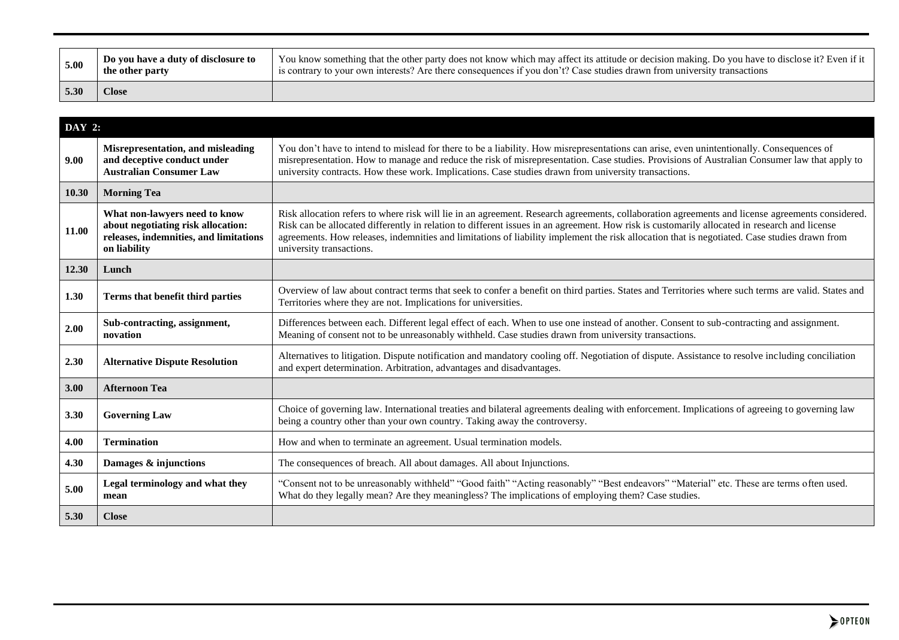| | | |
|---|---|---|
| **5.00** | **Do you have a duty of disclosure to the other party** | You know something that the other party does not know which may affect its attitude or decision making. Do you have to disclose it? Even if it is contrary to your own interests? Are there consequences if you don't? Case studies drawn from university transactions |
| **5.30** | **Close** | |

| **DAY 2:** | | |
|---|---|---|
| **9.00** | **Misrepresentation, and misleading and deceptive conduct under Australian Consumer Law** | You don't have to intend to mislead for there to be a liability. How misrepresentations can arise, even unintentionally. Consequences of misrepresentation. How to manage and reduce the risk of misrepresentation. Case studies. Provisions of Australian Consumer law that apply to university contracts. How these work. Implications. Case studies drawn from university transactions. |
| **10.30** | **Morning Tea** | |
| **11.00** | **What non-lawyers need to know about negotiating risk allocation: releases, indemnities, and limitations on liability** | Risk allocation refers to where risk will lie in an agreement. Research agreements, collaboration agreements and license agreements considered. Risk can be allocated differently in relation to different issues in an agreement. How risk is customarily allocated in research and license agreements. How releases, indemnities and limitations of liability implement the risk allocation that is negotiated. Case studies drawn from university transactions. |
| **12.30** | **Lunch** | |
| **1.30** | **Terms that benefit third parties** | Overview of law about contract terms that seek to confer a benefit on third parties. States and Territories where such terms are valid. States and Territories where they are not. Implications for universities. |
| **2.00** | **Sub-contracting, assignment, novation** | Differences between each. Different legal effect of each. When to use one instead of another. Consent to sub-contracting and assignment. Meaning of consent not to be unreasonably withheld. Case studies drawn from university transactions. |
| **2.30** | **Alternative Dispute Resolution** | Alternatives to litigation. Dispute notification and mandatory cooling off. Negotiation of dispute. Assistance to resolve including conciliation and expert determination. Arbitration, advantages and disadvantages. |
| **3.00** | **Afternoon Tea** | |
| **3.30** | **Governing Law** | Choice of governing law. International treaties and bilateral agreements dealing with enforcement. Implications of agreeing to governing law being a country other than your own country. Taking away the controversy. |
| **4.00** | **Termination** | How and when to terminate an agreement. Usual termination models. |
| **4.30** | **Damages & injunctions** | The consequences of breach. All about damages. All about Injunctions. |
| **5.00** | **Legal terminology and what they mean** | "Consent not to be unreasonably withheld" "Good faith" "Acting reasonably" "Best endeavors" "Material" etc. These are terms often used. What do they legally mean? Are they meaningless? The implications of employing them? Case studies. |
| **5.30** | **Close** | |

OPTEON